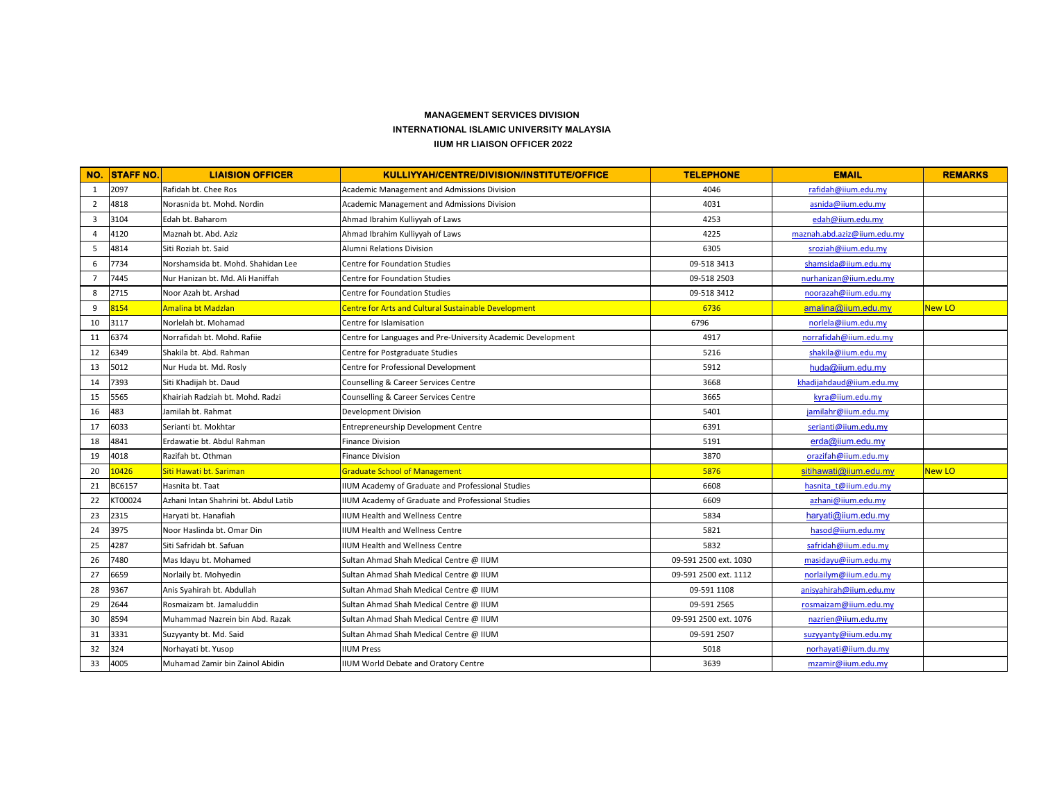**MANAGEMENT SERVICES DIVISION**

**INTERNATIONAL ISLAMIC UNIVERSITY MALAYSIA**

**IIUM HR LIAISON OFFICER 2022**

| NO. | STAFF NO. | LIAISION OFFICER | KULLIYYAH/CENTRE/DIVISION/INSTITUTE/OFFICE | TELEPHONE | EMAIL | REMARKS |
|---|---|---|---|---|---|---|
| 1 | 2097 | Rafidah bt. Chee Ros | Academic Management and Admissions Division | 4046 | rafidah@iium.edu.my | |
| 2 | 4818 | Norasnida bt. Mohd. Nordin | Academic Management and Admissions Division | 4031 | asnida@iium.edu.my | |
| 3 | 3104 | Edah bt. Baharom | Ahmad Ibrahim Kulliyyah of Laws | 4253 | edah@iium.edu.my | |
| 4 | 4120 | Maznah bt. Abd. Aziz | Ahmad Ibrahim Kulliyyah of Laws | 4225 | maznah.abd.aziz@iium.edu.my | |
| 5 | 4814 | Siti Roziah bt. Said | Alumni Relations Division | 6305 | sroziah@iium.edu.my | |
| 6 | 7734 | Norshamsida bt. Mohd. Shahidan Lee | Centre for Foundation Studies | 09-518 3413 | shamsida@iium.edu.my | |
| 7 | 7445 | Nur Hanizan bt. Md. Ali Haniffah | Centre for Foundation Studies | 09-518 2503 | nurhanizan@iium.edu.my | |
| 8 | 2715 | Noor Azah bt. Arshad | Centre for Foundation Studies | 09-518 3412 | noorazah@iium.edu.my | |
| 9 | 8154 | Amalina bt Madzlan | Centre for Arts and Cultural Sustainable Development | 6736 | amalina@iium.edu.my | New LO |
| 10 | 3117 | Norlelah bt. Mohamad | Centre for Islamisation | 6796 | norlela@iium.edu.my | |
| 11 | 6374 | Norrafidah bt. Mohd. Rafiie | Centre for Languages and Pre-University Academic Development | 4917 | norrafidah@iium.edu.my | |
| 12 | 6349 | Shakila bt. Abd. Rahman | Centre for Postgraduate Studies | 5216 | shakila@iium.edu.my | |
| 13 | 5012 | Nur Huda bt. Md. Rosly | Centre for Professional Development | 5912 | huda@iium.edu.my | |
| 14 | 7393 | Siti Khadijah bt. Daud | Counselling & Career Services Centre | 3668 | khadijahdaud@iium.edu.my | |
| 15 | 5565 | Khairiah Radziah bt. Mohd. Radzi | Counselling & Career Services Centre | 3665 | kyra@iium.edu.my | |
| 16 | 483 | Jamilah bt. Rahmat | Development Division | 5401 | jamilahr@iium.edu.my | |
| 17 | 6033 | Serianti bt. Mokhtar | Entrepreneurship Development Centre | 6391 | serianti@iium.edu.my | |
| 18 | 4841 | Erdawatie bt. Abdul Rahman | Finance Division | 5191 | erda@iium.edu.my | |
| 19 | 4018 | Razifah bt. Othman | Finance Division | 3870 | orazifah@iium.edu.my | |
| 20 | 10426 | Siti Hawati bt. Sariman | Graduate School of Management | 5876 | sitihawati@iium.edu.my | New LO |
| 21 | BC6157 | Hasnita bt. Taat | IIUM Academy of Graduate and Professional Studies | 6608 | hasnita_t@iium.edu.my | |
| 22 | KT00024 | Azhani Intan Shahrini bt. Abdul Latib | IIUM Academy of Graduate and Professional Studies | 6609 | azhani@iium.edu.my | |
| 23 | 2315 | Haryati bt. Hanafiah | IIUM Health and Wellness Centre | 5834 | haryati@iium.edu.my | |
| 24 | 3975 | Noor Haslinda bt. Omar Din | IIUM Health and Wellness Centre | 5821 | hasod@iium.edu.my | |
| 25 | 4287 | Siti Safridah bt. Safuan | IIUM Health and Wellness Centre | 5832 | safridah@iium.edu.my | |
| 26 | 7480 | Mas Idayu bt. Mohamed | Sultan Ahmad Shah Medical Centre @ IIUM | 09-591 2500 ext. 1030 | masidayu@iium.edu.my | |
| 27 | 6659 | Norlaily bt. Mohyedin | Sultan Ahmad Shah Medical Centre @ IIUM | 09-591 2500 ext. 1112 | norlailym@iium.edu.my | |
| 28 | 9367 | Anis Syahirah bt. Abdullah | Sultan Ahmad Shah Medical Centre @ IIUM | 09-591 1108 | anisyahirah@iium.edu.my | |
| 29 | 2644 | Rosmaizam bt. Jamaluddin | Sultan Ahmad Shah Medical Centre @ IIUM | 09-591 2565 | rosmaizam@iium.edu.my | |
| 30 | 8594 | Muhammad Nazrein bin Abd. Razak | Sultan Ahmad Shah Medical Centre @ IIUM | 09-591 2500 ext. 1076 | nazrien@iium.edu.my | |
| 31 | 3331 | Suzyyanty bt. Md. Said | Sultan Ahmad Shah Medical Centre @ IIUM | 09-591 2507 | suzyyanty@iium.edu.my | |
| 32 | 324 | Norhayati bt. Yusop | IIUM Press | 5018 | norhayati@iium.du.my | |
| 33 | 4005 | Muhamad Zamir bin Zainol Abidin | IIUM World Debate and Oratory Centre | 3639 | mzamir@iium.edu.my | |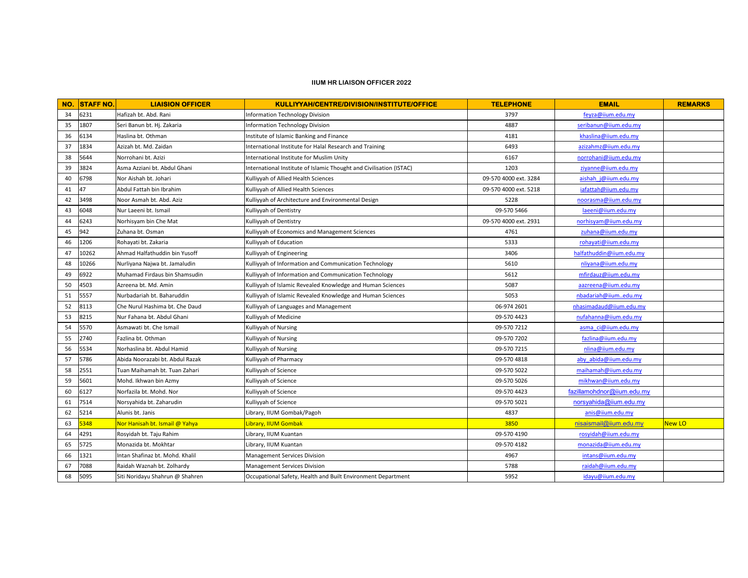### IIUM HR LIAISON OFFICER 2022

| NO. | STAFF NO. | LIAISION OFFICER | KULLIYYAH/CENTRE/DIVISION/INSTITUTE/OFFICE | TELEPHONE | EMAIL | REMARKS |
|---|---|---|---|---|---|---|
| 34 | 6231 | Hafizah bt. Abd. Rani | Information Technology Division | 3797 | feyza@iium.edu.my | |
| 35 | 1807 | Seri Banun bt. Hj. Zakaria | Information Technology Division | 4887 | seribanun@iium.edu.my | |
| 36 | 6134 | Haslina bt. Othman | Institute of Islamic Banking and Finance | 4181 | khaslina@iium.edu.my | |
| 37 | 1834 | Azizah bt. Md. Zaidan | International Institute for Halal Research and Training | 6493 | azizahmz@iium.edu.my | |
| 38 | 5644 | Norrohani bt. Azizi | International Institute for Muslim Unity | 6167 | norrohani@iium.edu.my | |
| 39 | 3824 | Asma Azziani bt. Abdul Ghani | International Institute of Islamic Thought and Civilisation (ISTAC) | 1203 | ziyanne@iium.edu.my | |
| 40 | 6798 | Nor Aishah bt. Johari | Kulliyyah of Allied Health Sciences | 09-570 4000 ext. 3284 | aishah_j@iium.edu.my | |
| 41 | 47 | Abdul Fattah bin Ibrahim | Kulliyyah of Allied Health Sciences | 09-570 4000 ext. 5218 | iafattah@iium.edu.my | |
| 42 | 3498 | Noor Asmah bt. Abd. Aziz | Kulliyyah of Architecture and Environmental Design | 5228 | noorasma@iium.edu.my | |
| 43 | 6048 | Nur Laeeni bt. Ismail | Kulliyyah of Dentistry | 09-570 5466 | laeeni@iium.edu.my | |
| 44 | 6243 | Norhisyam bin Che Mat | Kulliyyah of Dentistry | 09-570 4000 ext. 2931 | norhisyam@iium.edu.my | |
| 45 | 942 | Zuhana bt. Osman | Kulliyyah of Economics and Management Sciences | 4761 | zuhana@iium.edu.my | |
| 46 | 1206 | Rohayati bt. Zakaria | Kulliyyah of Education | 5333 | rohayati@iium.edu.my | |
| 47 | 10262 | Ahmad Halfathuddin bin Yusoff | Kulliyyah of Engineering | 3406 | halfathuddin@iium.edu.my | |
| 48 | 10266 | Nurliyana Najwa bt. Jamaludin | Kulliyyah of Information and Communication Technology | 5610 | nliyana@iium.edu.my | |
| 49 | 6922 | Muhamad Firdaus bin Shamsudin | Kulliyyah of Information and Communication Technology | 5612 | mfirdauz@iium.edu.my | |
| 50 | 4503 | Azreena bt. Md. Amin | Kulliyyah of Islamic Revealed Knowledge and Human Sciences | 5087 | aazreena@iium.edu.my | |
| 51 | 5557 | Nurbadariah bt. Baharuddin | Kulliyyah of Islamic Revealed Knowledge and Human Sciences | 5053 | nbadariah@iium..edu.my | |
| 52 | 8113 | Che Nurul Hashima bt. Che Daud | Kulliyyah of Languages and Management | 06-974 2601 | nhasimadaud@iium.edu.my | |
| 53 | 8215 | Nur Fahana bt. Abdul Ghani | Kulliyyah of Medicine | 09-570 4423 | nufahanna@iium.edu.my | |
| 54 | 5570 | Asmawati bt. Che Ismail | Kulliyyah of Nursing | 09-570 7212 | asma_ci@iium.edu.my | |
| 55 | 2740 | Fazlina bt. Othman | Kulliyyah of Nursing | 09-570 7202 | fazlina@iium.edu.my | |
| 56 | 5534 | Norhaslina bt. Abdul Hamid | Kulliyyah of Nursing | 09-570 7215 | nlina@iium.edu.my | |
| 57 | 5786 | Abida Noorazabi bt. Abdul Razak | Kulliyyah of Pharmacy | 09-570 4818 | aby_abida@iium.edu.my | |
| 58 | 2551 | Tuan Maihamah bt. Tuan Zahari | Kulliyyah of Science | 09-570 5022 | maihamah@iium.edu.my | |
| 59 | 5601 | Mohd. Ikhwan bin Azmy | Kulliyyah of Science | 09-570 5026 | mikhwan@iium.edu.my | |
| 60 | 6127 | Norfazila bt. Mohd. Nor | Kulliyyah of Science | 09-570 4423 | fazillamohdnor@iium.edu.my | |
| 61 | 7514 | Norsyahida bt. Zaharudin | Kulliyyah of Science | 09-570 5021 | norsyahida@iium.edu.my | |
| 62 | 5214 | Alunis bt. Janis | Library, IIUM Gombak/Pagoh | 4837 | anis@iium.edu.my | |
| 63 | 5348 | Nor Hanisah bt. Ismail @ Yahya | Library, IIUM Gombak | 3850 | nisaismail@iium.edu.my | New LO |
| 64 | 4291 | Rosyidah bt. Taju Rahim | Library, IIUM Kuantan | 09-570 4190 | rosyidah@iium.edu.my | |
| 65 | 5725 | Monazida bt. Mokhtar | Library, IIUM Kuantan | 09-570 4182 | monazida@iium.edu.my | |
| 66 | 1321 | Intan Shafinaz bt. Mohd. Khalil | Management Services Division | 4967 | intans@iium.edu.my | |
| 67 | 7088 | Raidah Waznah bt. Zolhardy | Management Services Division | 5788 | raidah@iium.edu.my | |
| 68 | 5095 | Siti Noridayu Shahrun @ Shahren | Occupational Safety, Health and Built Environment Department | 5952 | idayu@iium.edu.my | |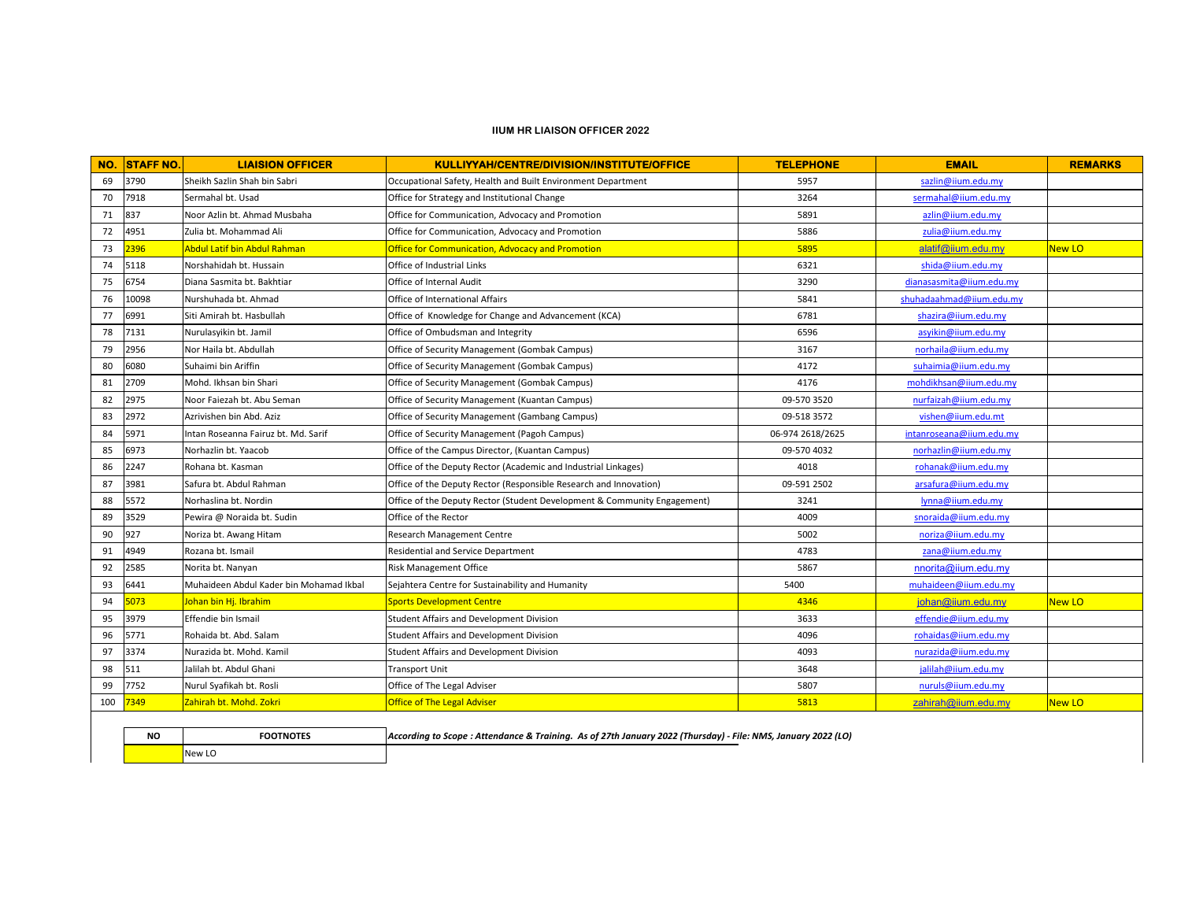**IIUM HR LIAISON OFFICER 2022**

| NO. | STAFF NO. | LIAISION OFFICER | KULLIYYAH/CENTRE/DIVISION/INSTITUTE/OFFICE | TELEPHONE | EMAIL | REMARKS |
|---|---|---|---|---|---|---|
| 69 | 3790 | Sheikh Sazlin Shah bin Sabri | Occupational Safety, Health and Built Environment Department | 5957 | sazlin@iium.edu.my | |
| 70 | 7918 | Sermahal bt. Usad | Office for Strategy and Institutional Change | 3264 | sermahal@iium.edu.my | |
| 71 | 837 | Noor Azlin bt. Ahmad Musbaha | Office for Communication, Advocacy and Promotion | 5891 | azlin@iium.edu.my | |
| 72 | 4951 | Zulia bt. Mohammad Ali | Office for Communication, Advocacy and Promotion | 5886 | zulia@iium.edu.my | |
| 73 | 2396 | Abdul Latif bin Abdul Rahman | Office for Communication, Advocacy and Promotion | 5895 | alatif@iium.edu.my | New LO |
| 74 | 5118 | Norshahidah bt. Hussain | Office of Industrial Links | 6321 | shida@iium.edu.my | |
| 75 | 6754 | Diana Sasmita bt. Bakhtiar | Office of Internal Audit | 3290 | dianasasmita@iium.edu.my | |
| 76 | 10098 | Nurshuhada bt. Ahmad | Office of International Affairs | 5841 | shuhadaahmad@iium.edu.my | |
| 77 | 6991 | Siti Amirah bt. Hasbullah | Office of Knowledge for Change and Advancement (KCA) | 6781 | shazira@iium.edu.my | |
| 78 | 7131 | Nurulasyikin bt. Jamil | Office of Ombudsman and Integrity | 6596 | asyikin@iium.edu.my | |
| 79 | 2956 | Nor Haila bt. Abdullah | Office of Security Management (Gombak Campus) | 3167 | norhaila@iium.edu.my | |
| 80 | 6080 | Suhaimi bin Ariffin | Office of Security Management (Gombak Campus) | 4172 | suhaimia@iium.edu.my | |
| 81 | 2709 | Mohd. Ikhsan bin Shari | Office of Security Management (Gombak Campus) | 4176 | mohdikhsan@iium.edu.my | |
| 82 | 2975 | Noor Faiezah bt. Abu Seman | Office of Security Management (Kuantan Campus) | 09-570 3520 | nurfaizah@iium.edu.my | |
| 83 | 2972 | Azrivishen bin Abd. Aziz | Office of Security Management (Gambang Campus) | 09-518 3572 | vishen@iium.edu.mt | |
| 84 | 5971 | Intan Roseanna Fairuz bt. Md. Sarif | Office of Security Management (Pagoh Campus) | 06-974 2618/2625 | intanroseana@iium.edu.my | |
| 85 | 6973 | Norhazlin bt. Yaacob | Office of the Campus Director, (Kuantan Campus) | 09-570 4032 | norhazlin@iium.edu.my | |
| 86 | 2247 | Rohana bt. Kasman | Office of the Deputy Rector (Academic and Industrial Linkages) | 4018 | rohanak@iium.edu.my | |
| 87 | 3981 | Safura bt. Abdul Rahman | Office of the Deputy Rector (Responsible Research and Innovation) | 09-591 2502 | arsafura@iium.edu.my | |
| 88 | 5572 | Norhaslina bt. Nordin | Office of the Deputy Rector (Student Development & Community Engagement) | 3241 | lynna@iium.edu.my | |
| 89 | 3529 | Pewira @ Noraida bt. Sudin | Office of the Rector | 4009 | snoraida@iium.edu.my | |
| 90 | 927 | Noriza bt. Awang Hitam | Research Management Centre | 5002 | noriza@iium.edu.my | |
| 91 | 4949 | Rozana bt. Ismail | Residential and Service Department | 4783 | zana@iium.edu.my | |
| 92 | 2585 | Norita bt. Nanyan | Risk Management Office | 5867 | nnorita@iium.edu.my | |
| 93 | 6441 | Muhaideen Abdul Kader bin Mohamad Ikbal | Sejahtera Centre for Sustainability and Humanity | 5400 | muhaideen@iium.edu.my | |
| 94 | 5073 | Johan bin Hj. Ibrahim | Sports Development Centre | 4346 | johan@iium.edu.my | New LO |
| 95 | 3979 | Effendie bin Ismail | Student Affairs and Development Division | 3633 | effendie@iium.edu.my | |
| 96 | 5771 | Rohaida bt. Abd. Salam | Student Affairs and Development Division | 4096 | rohaidas@iium.edu.my | |
| 97 | 3374 | Nurazida bt. Mohd. Kamil | Student Affairs and Development Division | 4093 | nurazida@iium.edu.my | |
| 98 | 511 | Jalilah bt. Abdul Ghani | Transport Unit | 3648 | jalilah@iium.edu.my | |
| 99 | 7752 | Nurul Syafikah bt. Rosli | Office of The Legal Adviser | 5807 | nuruls@iium.edu.my | |
| 100 | 7349 | Zahirah bt. Mohd. Zokri | Office of The Legal Adviser | 5813 | zahirah@iium.edu.my | New LO |

| NO | FOOTNOTES |
|---|---|
| (highlighted) | New LO |

*According to Scope : Attendance & Training. As of 27th January 2022 (Thursday) - File: NMS, January 2022 (LO)*